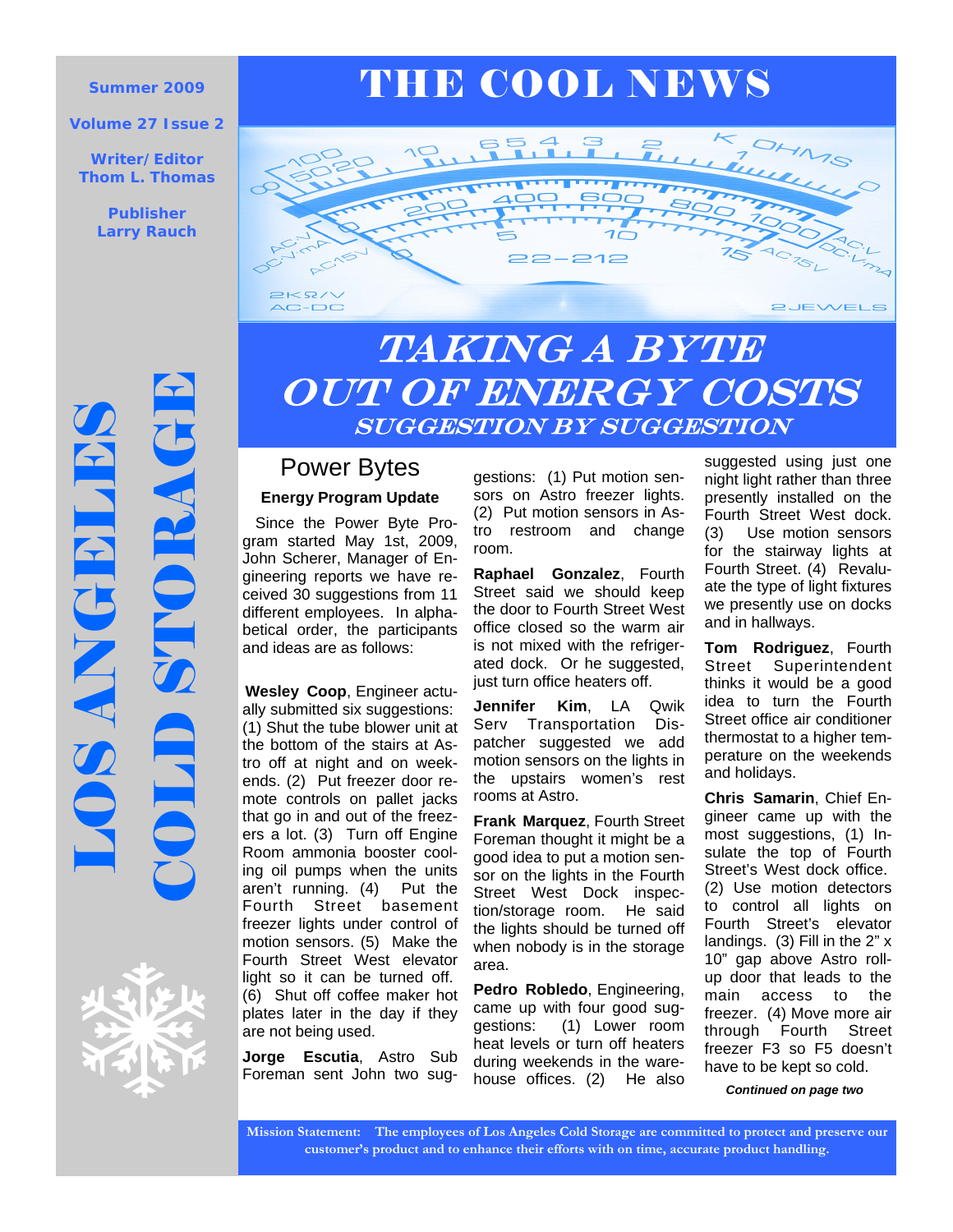Summer 2009

Volume 27 Issue 2

Writer/Editor
Thom L. Thomas

Publisher
Larry Rauch

# THE COOL NEWS

LOS ANGELES COLD STORAGE

# TAKING A BYTE OUT OF ENERGY COSTS

## SUGGESTION BY SUGGESTION

## Power Bytes

### Energy Program Update

Since the Power Byte Program started May 1st, 2009, John Scherer, Manager of Engineering reports we have received 30 suggestions from 11 different employees. In alphabetical order, the participants and ideas are as follows:

**Wesley Coop**, Engineer actually submitted six suggestions: (1) Shut the tube blower unit at the bottom of the stairs at Astro off at night and on weekends. (2) Put freezer door remote controls on pallet jacks that go in and out of the freezers a lot. (3) Turn off Engine Room ammonia booster cooling oil pumps when the units aren't running. (4) Put the Fourth Street basement freezer lights under control of motion sensors. (5) Make the Fourth Street West elevator light so it can be turned off. (6) Shut off coffee maker hot plates later in the day if they are not being used.

**Jorge Escutia**, Astro Sub Foreman sent John two suggestions: (1) Put motion sensors on Astro freezer lights. (2) Put motion sensors in Astro restroom and change room.

**Raphael Gonzalez**, Fourth Street said we should keep the door to Fourth Street West office closed so the warm air is not mixed with the refrigerated dock. Or he suggested, just turn office heaters off.

**Jennifer Kim**, LA Qwik Serv Transportation Dispatcher suggested we add motion sensors on the lights in the upstairs women's rest rooms at Astro.

**Frank Marquez**, Fourth Street Foreman thought it might be a good idea to put a motion sensor on the lights in the Fourth Street West Dock inspection/storage room. He said the lights should be turned off when nobody is in the storage area.

**Pedro Robledo**, Engineering, came up with four good suggestions: (1) Lower room heat levels or turn off heaters during weekends in the warehouse offices. (2) He also suggested using just one night light rather than three presently installed on the Fourth Street West dock. (3) Use motion sensors for the stairway lights at Fourth Street. (4) Revaluate the type of light fixtures we presently use on docks and in hallways.

**Tom Rodriguez**, Fourth Street Superintendent thinks it would be a good idea to turn the Fourth Street office air conditioner thermostat to a higher temperature on the weekends and holidays.

**Chris Samarin**, Chief Engineer came up with the most suggestions, (1) Insulate the top of Fourth Street's West dock office. (2) Use motion detectors to control all lights on Fourth Street's elevator landings. (3) Fill in the 2" x 10" gap above Astro roll-up door that leads to the main access to the freezer. (4) Move more air through Fourth Street freezer F3 so F5 doesn't have to be kept so cold.

***Continued on page two***

**Mission Statement: The employees of Los Angeles Cold Storage are committed to protect and preserve our customer's product and to enhance their efforts with on time, accurate product handling.**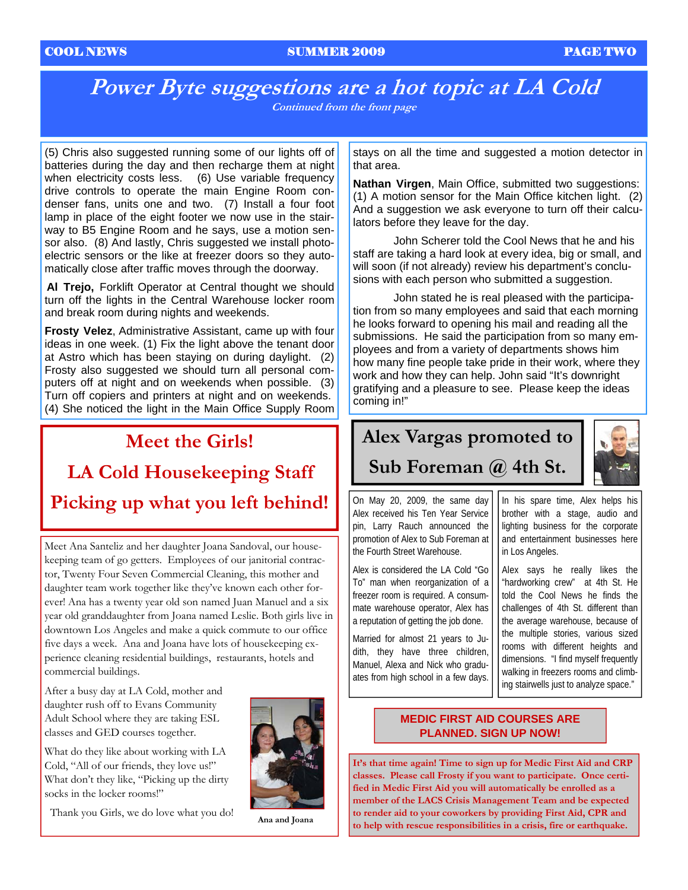# Power Byte suggestions are a hot topic at LA Cold

*Continued from the front page*

(5) Chris also suggested running some of our lights off of batteries during the day and then recharge them at night when electricity costs less. (6) Use variable frequency drive controls to operate the main Engine Room condenser fans, units one and two. (7) Install a four foot lamp in place of the eight footer we now use in the stairway to B5 Engine Room and he says, use a motion sensor also. (8) And lastly, Chris suggested we install photoelectric sensors or the like at freezer doors so they automatically close after traffic moves through the doorway.

**Al Trejo,** Forklift Operator at Central thought we should turn off the lights in the Central Warehouse locker room and break room during nights and weekends.

**Frosty Velez**, Administrative Assistant, came up with four ideas in one week. (1) Fix the light above the tenant door at Astro which has been staying on during daylight. (2) Frosty also suggested we should turn all personal computers off at night and on weekends when possible. (3) Turn off copiers and printers at night and on weekends. (4) She noticed the light in the Main Office Supply Room stays on all the time and suggested a motion detector in that area.

**Nathan Virgen**, Main Office, submitted two suggestions: (1) A motion sensor for the Main Office kitchen light. (2) And a suggestion we ask everyone to turn off their calculators before they leave for the day.

John Scherer told the Cool News that he and his staff are taking a hard look at every idea, big or small, and will soon (if not already) review his department's conclusions with each person who submitted a suggestion.

John stated he is real pleased with the participation from so many employees and said that each morning he looks forward to opening his mail and reading all the submissions. He said the participation from so many employees and from a variety of departments shows him how many fine people take pride in their work, where they work and how they can help. John said "It's downright gratifying and a pleasure to see. Please keep the ideas coming in!"

## Meet the Girls!
## LA Cold Housekeeping Staff
## Picking up what you left behind!

Meet Ana Santeliz and her daughter Joana Sandoval, our housekeeping team of go getters. Employees of our janitorial contractor, Twenty Four Seven Commercial Cleaning, this mother and daughter team work together like they've known each other forever! Ana has a twenty year old son named Juan Manuel and a six year old granddaughter from Joana named Leslie. Both girls live in downtown Los Angeles and make a quick commute to our office five days a week. Ana and Joana have lots of housekeeping experience cleaning residential buildings, restaurants, hotels and commercial buildings.

After a busy day at LA Cold, mother and daughter rush off to Evans Community Adult School where they are taking ESL classes and GED courses together.

What do they like about working with LA Cold, "All of our friends, they love us!" What don't they like, "Picking up the dirty socks in the locker rooms!"

Thank you Girls, we do love what you do!

Ana and Joana

## Alex Vargas promoted to Sub Foreman @ 4th St.

On May 20, 2009, the same day Alex received his Ten Year Service pin, Larry Rauch announced the promotion of Alex to Sub Foreman at the Fourth Street Warehouse.

Alex is considered the LA Cold "Go To" man when reorganization of a freezer room is required. A consummate warehouse operator, Alex has a reputation of getting the job done.

Married for almost 21 years to Judith, they have three children, Manuel, Alexa and Nick who graduates from high school in a few days.

In his spare time, Alex helps his brother with a stage, audio and lighting business for the corporate and entertainment businesses here in Los Angeles.

Alex says he really likes the "hardworking crew" at 4th St. He told the Cool News he finds the challenges of 4th St. different than the average warehouse, because of the multiple stories, various sized rooms with different heights and dimensions. "I find myself frequently walking in freezers rooms and climbing stairwells just to analyze space."

## MEDIC FIRST AID COURSES ARE PLANNED. SIGN UP NOW!

**It's that time again! Time to sign up for Medic First Aid and CRP classes. Please call Frosty if you want to participate. Once certified in Medic First Aid you will automatically be enrolled as a member of the LACS Crisis Management Team and be expected to render aid to your coworkers by providing First Aid, CPR and to help with rescue responsibilities in a crisis, fire or earthquake.**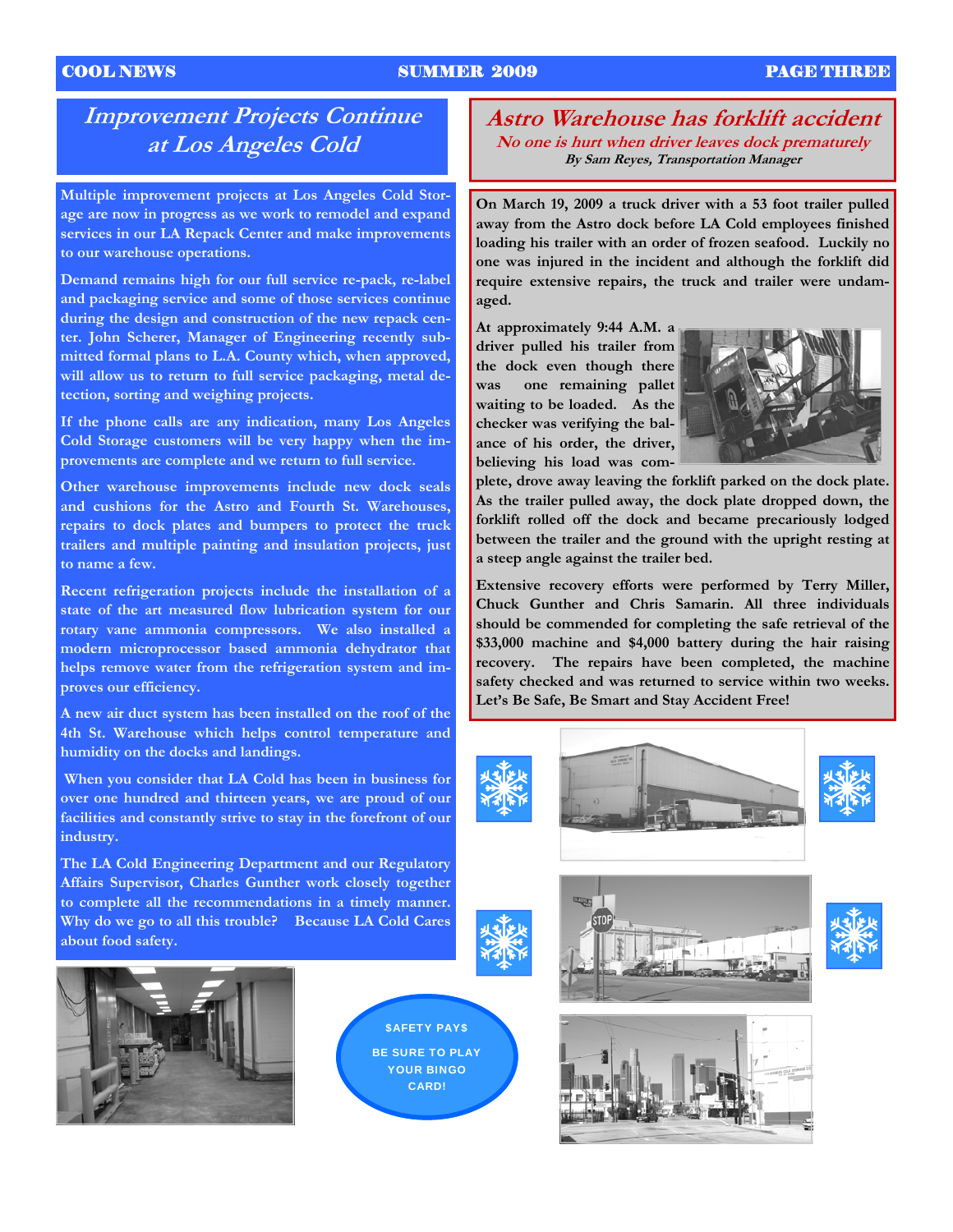## Improvement Projects Continue at Los Angeles Cold

Multiple improvement projects at Los Angeles Cold Storage are now in progress as we work to remodel and expand services in our LA Repack Center and make improvements to our warehouse operations.

Demand remains high for our full service re-pack, re-label and packaging service and some of those services continue during the design and construction of the new repack center. John Scherer, Manager of Engineering recently submitted formal plans to L.A. County which, when approved, will allow us to return to full service packaging, metal detection, sorting and weighing projects.

If the phone calls are any indication, many Los Angeles Cold Storage customers will be very happy when the improvements are complete and we return to full service.

Other warehouse improvements include new dock seals and cushions for the Astro and Fourth St. Warehouses, repairs to dock plates and bumpers to protect the truck trailers and multiple painting and insulation projects, just to name a few.

Recent refrigeration projects include the installation of a state of the art measured flow lubrication system for our rotary vane ammonia compressors. We also installed a modern microprocessor based ammonia dehydrator that helps remove water from the refrigeration system and improves our efficiency.

A new air duct system has been installed on the roof of the 4th St. Warehouse which helps control temperature and humidity on the docks and landings.

When you consider that LA Cold has been in business for over one hundred and thirteen years, we are proud of our facilities and constantly strive to stay in the forefront of our industry.

The LA Cold Engineering Department and our Regulatory Affairs Supervisor, Charles Gunther work closely together to complete all the recommendations in a timely manner. Why do we go to all this trouble? Because LA Cold Cares about food safety.

## *Astro Warehouse has forklift accident*

*No one is hurt when driver leaves dock prematurely*

**By Sam Reyes, Transportation Manager**

On March 19, 2009 a truck driver with a 53 foot trailer pulled away from the Astro dock before LA Cold employees finished loading his trailer with an order of frozen seafood. Luckily no one was injured in the incident and although the forklift did require extensive repairs, the truck and trailer were undamaged.

At approximately 9:44 A.M. a driver pulled his trailer from the dock even though there was one remaining pallet waiting to be loaded. As the checker was verifying the balance of his order, the driver, believing his load was complete, drove away leaving the forklift parked on the dock plate. As the trailer pulled away, the dock plate dropped down, the forklift rolled off the dock and became precariously lodged between the trailer and the ground with the upright resting at a steep angle against the trailer bed.

Extensive recovery efforts were performed by Terry Miller, Chuck Gunther and Chris Samarin. All three individuals should be commended for completing the safe retrieval of the $33,000 machine and $4,000 battery during the hair raising recovery. The repairs have been completed, the machine safety checked and was returned to service within two weeks. Let's Be Safe, Be Smart and Stay Accident Free!

$AFETY PAY$

BE SURE TO PLAY YOUR BINGO CARD!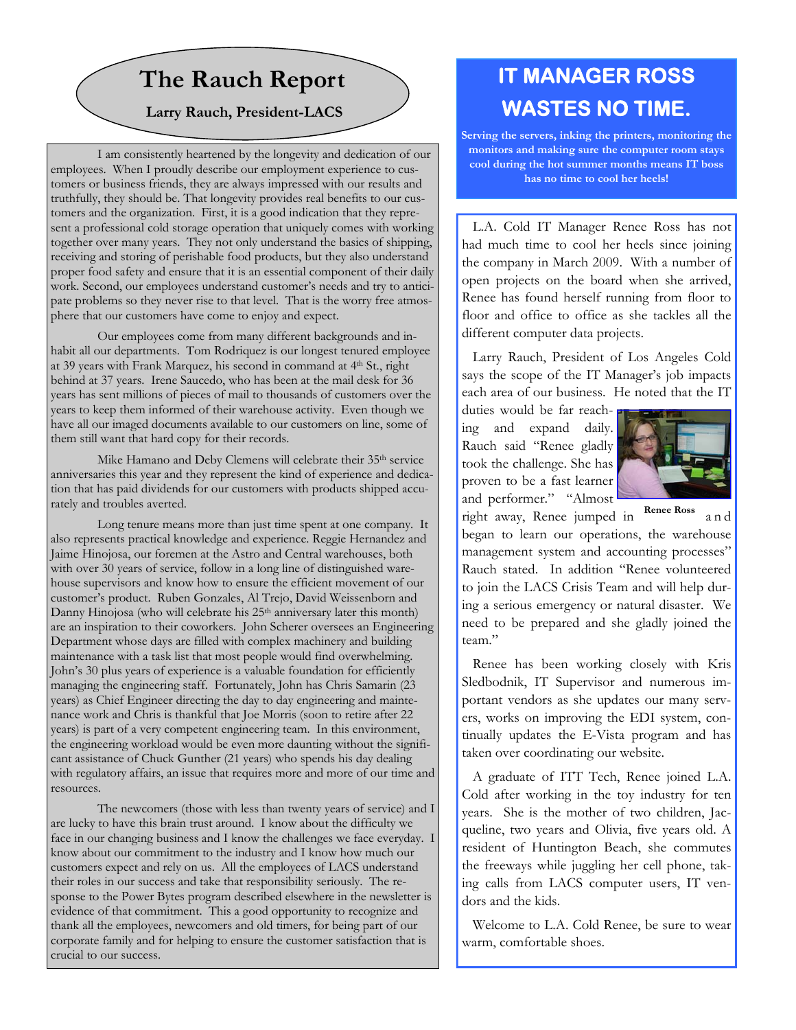# The Rauch Report

**Larry Rauch, President-LACS**

I am consistently heartened by the longevity and dedication of our employees. When I proudly describe our employment experience to customers or business friends, they are always impressed with our results and truthfully, they should be. That longevity provides real benefits to our customers and the organization. First, it is a good indication that they represent a professional cold storage operation that uniquely comes with working together over many years. They not only understand the basics of shipping, receiving and storing of perishable food products, but they also understand proper food safety and ensure that it is an essential component of their daily work. Second, our employees understand customer's needs and try to anticipate problems so they never rise to that level. That is the worry free atmosphere that our customers have come to enjoy and expect.

Our employees come from many different backgrounds and inhabit all our departments. Tom Rodriquez is our longest tenured employee at 39 years with Frank Marquez, his second in command at 4th St., right behind at 37 years. Irene Saucedo, who has been at the mail desk for 36 years has sent millions of pieces of mail to thousands of customers over the years to keep them informed of their warehouse activity. Even though we have all our imaged documents available to our customers on line, some of them still want that hard copy for their records.

Mike Hamano and Deby Clemens will celebrate their 35th service anniversaries this year and they represent the kind of experience and dedication that has paid dividends for our customers with products shipped accurately and troubles averted.

Long tenure means more than just time spent at one company. It also represents practical knowledge and experience. Reggie Hernandez and Jaime Hinojosa, our foremen at the Astro and Central warehouses, both with over 30 years of service, follow in a long line of distinguished warehouse supervisors and know how to ensure the efficient movement of our customer's product. Ruben Gonzales, Al Trejo, David Weissenborn and Danny Hinojosa (who will celebrate his 25th anniversary later this month) are an inspiration to their coworkers. John Scherer oversees an Engineering Department whose days are filled with complex machinery and building maintenance with a task list that most people would find overwhelming. John's 30 plus years of experience is a valuable foundation for efficiently managing the engineering staff. Fortunately, John has Chris Samarin (23 years) as Chief Engineer directing the day to day engineering and maintenance work and Chris is thankful that Joe Morris (soon to retire after 22 years) is part of a very competent engineering team. In this environment, the engineering workload would be even more daunting without the significant assistance of Chuck Gunther (21 years) who spends his day dealing with regulatory affairs, an issue that requires more and more of our time and resources.

The newcomers (those with less than twenty years of service) and I are lucky to have this brain trust around. I know about the difficulty we face in our changing business and I know the challenges we face everyday. I know about our commitment to the industry and I know how much our customers expect and rely on us. All the employees of LACS understand their roles in our success and take that responsibility seriously. The response to the Power Bytes program described elsewhere in the newsletter is evidence of that commitment. This a good opportunity to recognize and thank all the employees, newcomers and old timers, for being part of our corporate family and for helping to ensure the customer satisfaction that is crucial to our success.

# IT MANAGER ROSS WASTES NO TIME.

**Serving the servers, inking the printers, monitoring the monitors and making sure the computer room stays cool during the hot summer months means IT boss has no time to cool her heels!**

L.A. Cold IT Manager Renee Ross has not had much time to cool her heels since joining the company in March 2009. With a number of open projects on the board when she arrived, Renee has found herself running from floor to floor and office to office as she tackles all the different computer data projects.

Larry Rauch, President of Los Angeles Cold says the scope of the IT Manager's job impacts each area of our business. He noted that the IT duties would be far reaching and expand daily. Rauch said "Renee gladly took the challenge. She has proven to be a fast learner and performer." "Almost right away, Renee jumped in and began to learn our operations, the warehouse management system and accounting processes" Rauch stated. In addition "Renee volunteered to join the LACS Crisis Team and will help during a serious emergency or natural disaster. We need to be prepared and she gladly joined the team."

Renee Ross

Renee has been working closely with Kris Sledbodnik, IT Supervisor and numerous important vendors as she updates our many servers, works on improving the EDI system, continually updates the E-Vista program and has taken over coordinating our website.

A graduate of ITT Tech, Renee joined L.A. Cold after working in the toy industry for ten years. She is the mother of two children, Jacqueline, two years and Olivia, five years old. A resident of Huntington Beach, she commutes the freeways while juggling her cell phone, taking calls from LACS computer users, IT vendors and the kids.

Welcome to L.A. Cold Renee, be sure to wear warm, comfortable shoes.